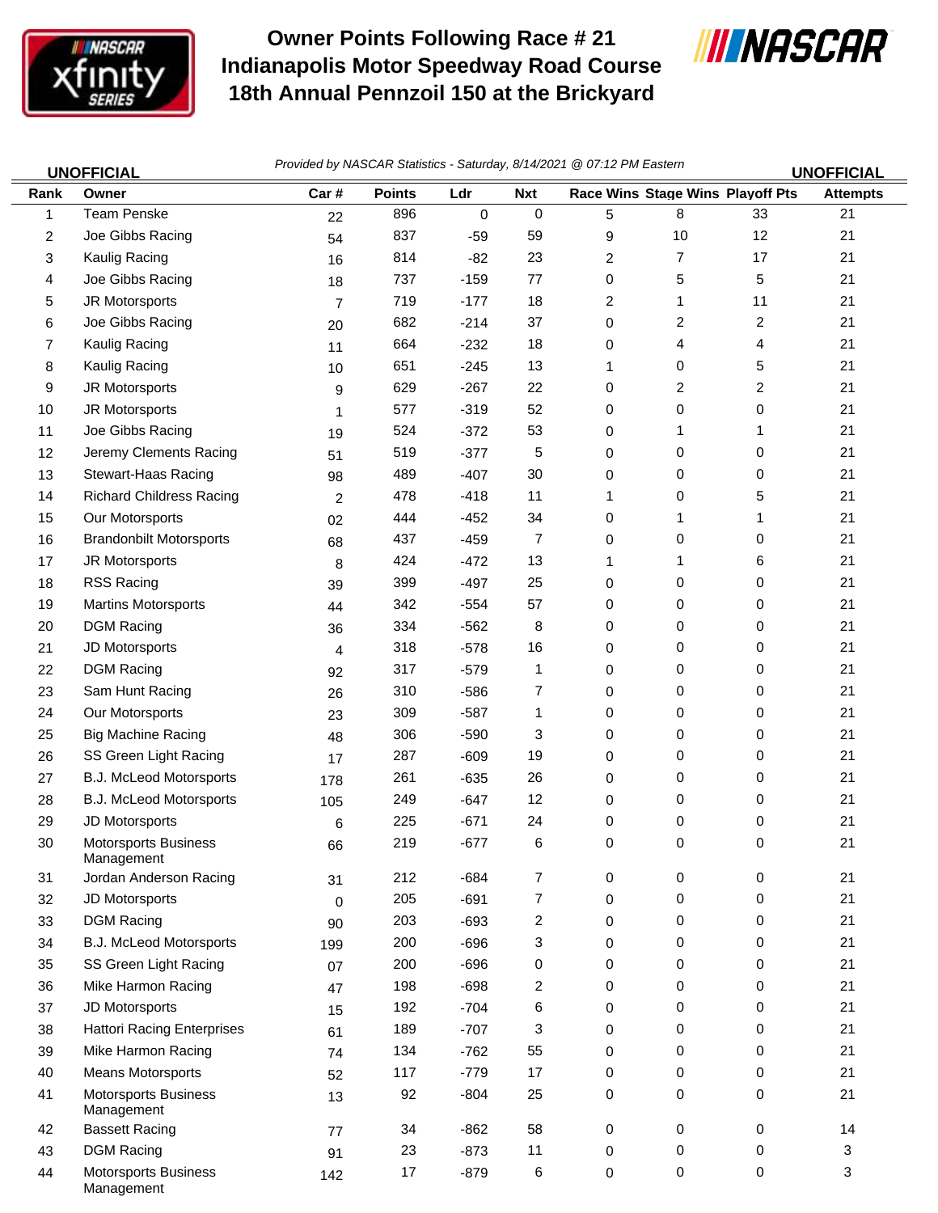# Owner Points Following Race # 21
# Indianapolis Motor Speedway Road Course
# 18th Annual Pennzoil 150 at the Brickyard

**UNOFFICIAL** *Provided by NASCAR Statistics - Saturday, 8/14/2021 @ 07:12 PM Eastern* **UNOFFICIAL**

| Rank | Owner | Car # | Points | Ldr | Nxt | Race Wins | Stage Wins | Playoff Pts | Attempts |
|---|---|---|---|---|---|---|---|---|---|
| 1 | Team Penske | 22 | 896 | 0 | 0 | 5 | 8 | 33 | 21 |
| 2 | Joe Gibbs Racing | 54 | 837 | -59 | 59 | 9 | 10 | 12 | 21 |
| 3 | Kaulig Racing | 16 | 814 | -82 | 23 | 2 | 7 | 17 | 21 |
| 4 | Joe Gibbs Racing | 18 | 737 | -159 | 77 | 0 | 5 | 5 | 21 |
| 5 | JR Motorsports | 7 | 719 | -177 | 18 | 2 | 1 | 11 | 21 |
| 6 | Joe Gibbs Racing | 20 | 682 | -214 | 37 | 0 | 2 | 2 | 21 |
| 7 | Kaulig Racing | 11 | 664 | -232 | 18 | 0 | 4 | 4 | 21 |
| 8 | Kaulig Racing | 10 | 651 | -245 | 13 | 1 | 0 | 5 | 21 |
| 9 | JR Motorsports | 9 | 629 | -267 | 22 | 0 | 2 | 2 | 21 |
| 10 | JR Motorsports | 1 | 577 | -319 | 52 | 0 | 0 | 0 | 21 |
| 11 | Joe Gibbs Racing | 19 | 524 | -372 | 53 | 0 | 1 | 1 | 21 |
| 12 | Jeremy Clements Racing | 51 | 519 | -377 | 5 | 0 | 0 | 0 | 21 |
| 13 | Stewart-Haas Racing | 98 | 489 | -407 | 30 | 0 | 0 | 0 | 21 |
| 14 | Richard Childress Racing | 2 | 478 | -418 | 11 | 1 | 0 | 5 | 21 |
| 15 | Our Motorsports | 02 | 444 | -452 | 34 | 0 | 1 | 1 | 21 |
| 16 | Brandonbilt Motorsports | 68 | 437 | -459 | 7 | 0 | 0 | 0 | 21 |
| 17 | JR Motorsports | 8 | 424 | -472 | 13 | 1 | 1 | 6 | 21 |
| 18 | RSS Racing | 39 | 399 | -497 | 25 | 0 | 0 | 0 | 21 |
| 19 | Martins Motorsports | 44 | 342 | -554 | 57 | 0 | 0 | 0 | 21 |
| 20 | DGM Racing | 36 | 334 | -562 | 8 | 0 | 0 | 0 | 21 |
| 21 | JD Motorsports | 4 | 318 | -578 | 16 | 0 | 0 | 0 | 21 |
| 22 | DGM Racing | 92 | 317 | -579 | 1 | 0 | 0 | 0 | 21 |
| 23 | Sam Hunt Racing | 26 | 310 | -586 | 7 | 0 | 0 | 0 | 21 |
| 24 | Our Motorsports | 23 | 309 | -587 | 1 | 0 | 0 | 0 | 21 |
| 25 | Big Machine Racing | 48 | 306 | -590 | 3 | 0 | 0 | 0 | 21 |
| 26 | SS Green Light Racing | 17 | 287 | -609 | 19 | 0 | 0 | 0 | 21 |
| 27 | B.J. McLeod Motorsports | 178 | 261 | -635 | 26 | 0 | 0 | 0 | 21 |
| 28 | B.J. McLeod Motorsports | 105 | 249 | -647 | 12 | 0 | 0 | 0 | 21 |
| 29 | JD Motorsports | 6 | 225 | -671 | 24 | 0 | 0 | 0 | 21 |
| 30 | Motorsports Business Management | 66 | 219 | -677 | 6 | 0 | 0 | 0 | 21 |
| 31 | Jordan Anderson Racing | 31 | 212 | -684 | 7 | 0 | 0 | 0 | 21 |
| 32 | JD Motorsports | 0 | 205 | -691 | 7 | 0 | 0 | 0 | 21 |
| 33 | DGM Racing | 90 | 203 | -693 | 2 | 0 | 0 | 0 | 21 |
| 34 | B.J. McLeod Motorsports | 199 | 200 | -696 | 3 | 0 | 0 | 0 | 21 |
| 35 | SS Green Light Racing | 07 | 200 | -696 | 0 | 0 | 0 | 0 | 21 |
| 36 | Mike Harmon Racing | 47 | 198 | -698 | 2 | 0 | 0 | 0 | 21 |
| 37 | JD Motorsports | 15 | 192 | -704 | 6 | 0 | 0 | 0 | 21 |
| 38 | Hattori Racing Enterprises | 61 | 189 | -707 | 3 | 0 | 0 | 0 | 21 |
| 39 | Mike Harmon Racing | 74 | 134 | -762 | 55 | 0 | 0 | 0 | 21 |
| 40 | Means Motorsports | 52 | 117 | -779 | 17 | 0 | 0 | 0 | 21 |
| 41 | Motorsports Business Management | 13 | 92 | -804 | 25 | 0 | 0 | 0 | 21 |
| 42 | Bassett Racing | 77 | 34 | -862 | 58 | 0 | 0 | 0 | 14 |
| 43 | DGM Racing | 91 | 23 | -873 | 11 | 0 | 0 | 0 | 3 |
| 44 | Motorsports Business Management | 142 | 17 | -879 | 6 | 0 | 0 | 0 | 3 |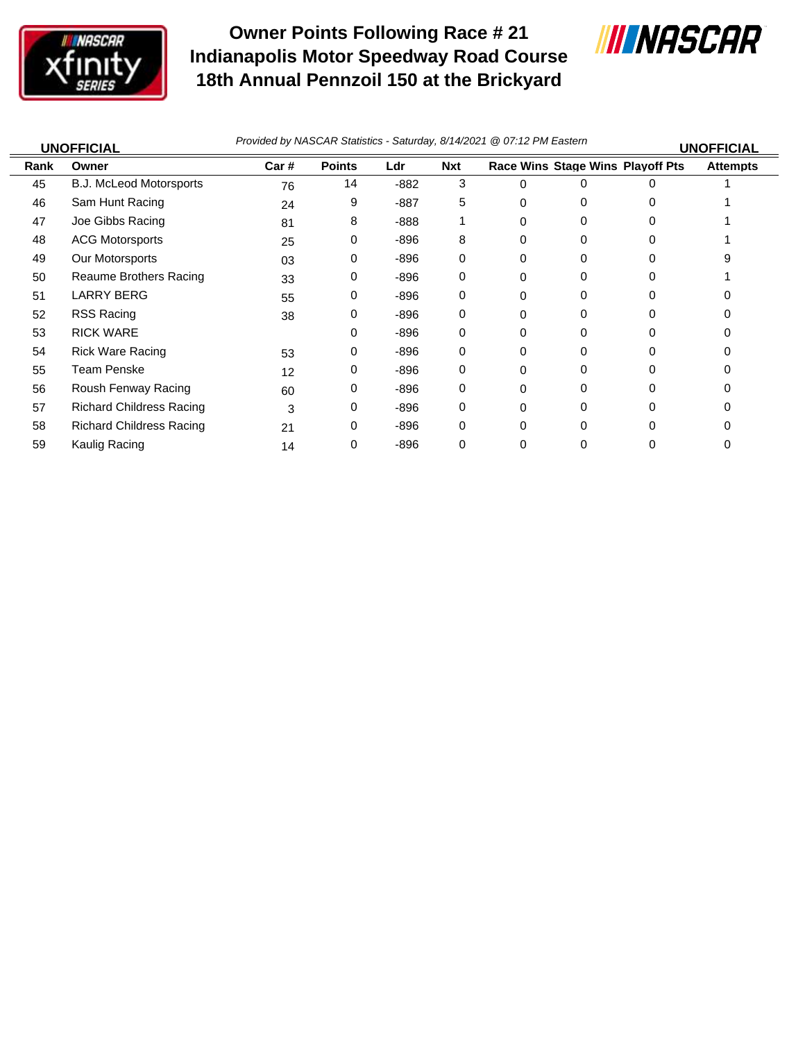# Owner Points Following Race # 21
# Indianapolis Motor Speedway Road Course
# 18th Annual Pennzoil 150 at the Brickyard

**UNOFFICIAL** *Provided by NASCAR Statistics - Saturday, 8/14/2021 @ 07:12 PM Eastern* **UNOFFICIAL**

| Rank | Owner | Car # | Points | Ldr | Nxt | Race Wins | Stage Wins | Playoff Pts | Attempts |
|---|---|---|---|---|---|---|---|---|---|
| 45 | B.J. McLeod Motorsports | 76 | 14 | -882 | 3 | 0 | 0 | 0 | 1 |
| 46 | Sam Hunt Racing | 24 | 9 | -887 | 5 | 0 | 0 | 0 | 1 |
| 47 | Joe Gibbs Racing | 81 | 8 | -888 | 1 | 0 | 0 | 0 | 1 |
| 48 | ACG Motorsports | 25 | 0 | -896 | 8 | 0 | 0 | 0 | 1 |
| 49 | Our Motorsports | 03 | 0 | -896 | 0 | 0 | 0 | 0 | 9 |
| 50 | Reaume Brothers Racing | 33 | 0 | -896 | 0 | 0 | 0 | 0 | 1 |
| 51 | LARRY BERG | 55 | 0 | -896 | 0 | 0 | 0 | 0 | 0 |
| 52 | RSS Racing | 38 | 0 | -896 | 0 | 0 | 0 | 0 | 0 |
| 53 | RICK WARE | | 0 | -896 | 0 | 0 | 0 | 0 | 0 |
| 54 | Rick Ware Racing | 53 | 0 | -896 | 0 | 0 | 0 | 0 | 0 |
| 55 | Team Penske | 12 | 0 | -896 | 0 | 0 | 0 | 0 | 0 |
| 56 | Roush Fenway Racing | 60 | 0 | -896 | 0 | 0 | 0 | 0 | 0 |
| 57 | Richard Childress Racing | 3 | 0 | -896 | 0 | 0 | 0 | 0 | 0 |
| 58 | Richard Childress Racing | 21 | 0 | -896 | 0 | 0 | 0 | 0 | 0 |
| 59 | Kaulig Racing | 14 | 0 | -896 | 0 | 0 | 0 | 0 | 0 |